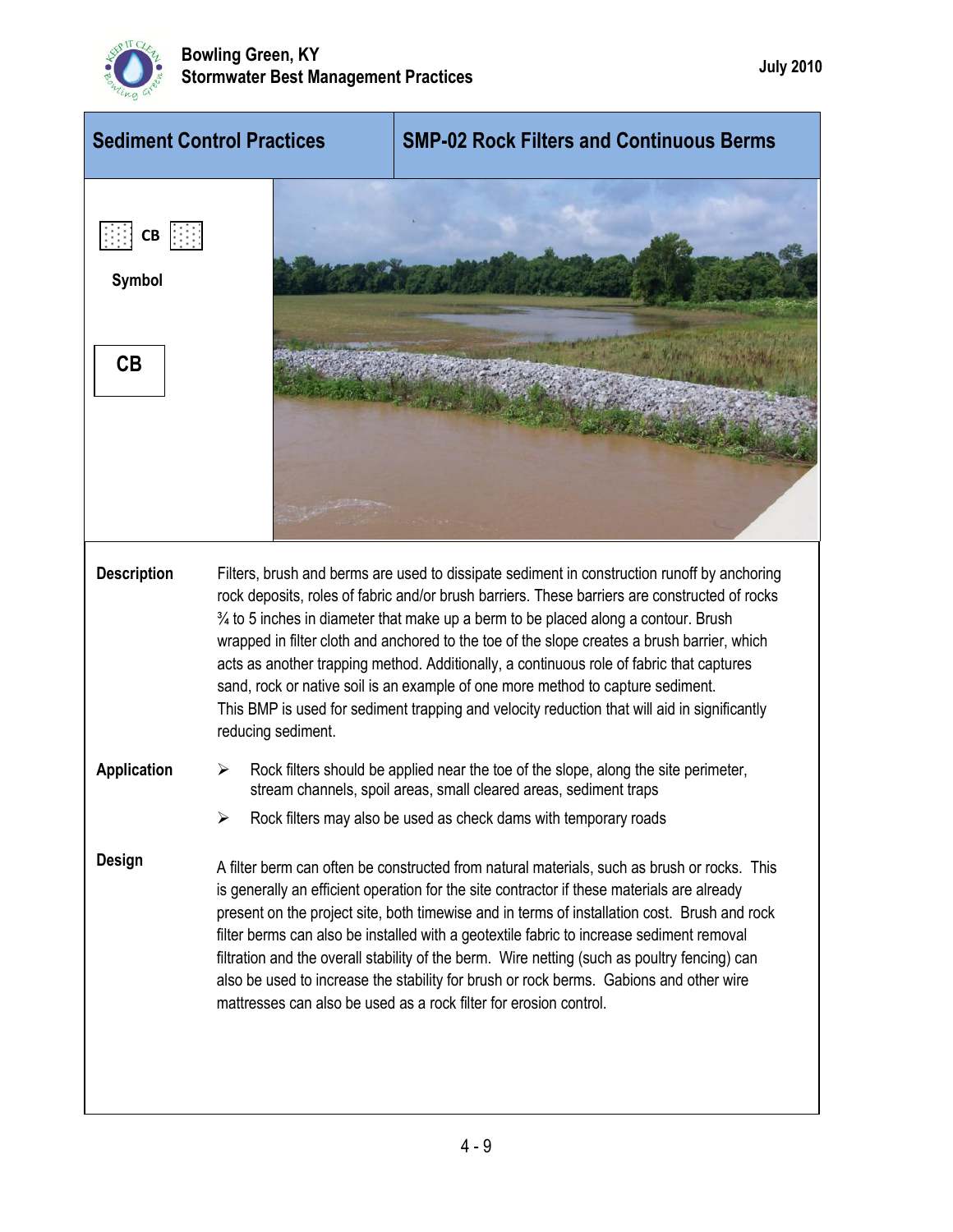## Sediment Control Practices

## SMP-02 Rock Filters and Continuous Berms

CB

**Symbol**

CB

**Description**

Filters, brush and berms are used to dissipate sediment in construction runoff by anchoring rock deposits, roles of fabric and/or brush barriers. These barriers are constructed of rocks ¾ to 5 inches in diameter that make up a berm to be placed along a contour. Brush wrapped in filter cloth and anchored to the toe of the slope creates a brush barrier, which acts as another trapping method. Additionally, a continuous role of fabric that captures sand, rock or native soil is an example of one more method to capture sediment. This BMP is used for sediment trapping and velocity reduction that will aid in significantly reducing sediment.

**Application**

- Rock filters should be applied near the toe of the slope, along the site perimeter, stream channels, spoil areas, small cleared areas, sediment traps
- Rock filters may also be used as check dams with temporary roads

**Design**

A filter berm can often be constructed from natural materials, such as brush or rocks. This is generally an efficient operation for the site contractor if these materials are already present on the project site, both timewise and in terms of installation cost. Brush and rock filter berms can also be installed with a geotextile fabric to increase sediment removal filtration and the overall stability of the berm. Wire netting (such as poultry fencing) can also be used to increase the stability for brush or rock berms. Gabions and other wire mattresses can also be used as a rock filter for erosion control.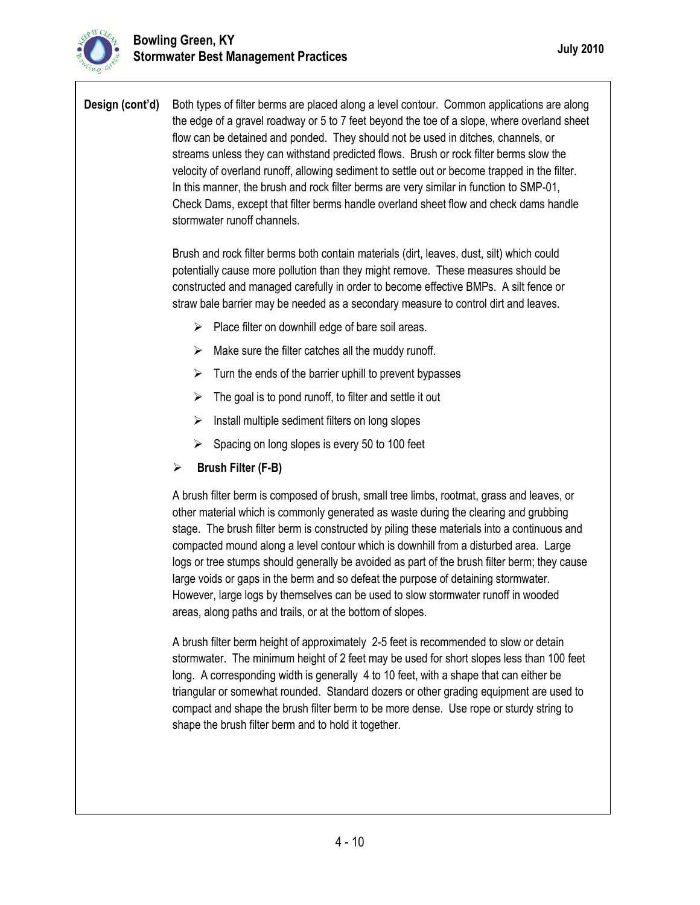**Design (cont'd)**

Both types of filter berms are placed along a level contour. Common applications are along the edge of a gravel roadway or 5 to 7 feet beyond the toe of a slope, where overland sheet flow can be detained and ponded. They should not be used in ditches, channels, or streams unless they can withstand predicted flows. Brush or rock filter berms slow the velocity of overland runoff, allowing sediment to settle out or become trapped in the filter. In this manner, the brush and rock filter berms are very similar in function to SMP-01, Check Dams, except that filter berms handle overland sheet flow and check dams handle stormwater runoff channels.

Brush and rock filter berms both contain materials (dirt, leaves, dust, silt) which could potentially cause more pollution than they might remove. These measures should be constructed and managed carefully in order to become effective BMPs. A silt fence or straw bale barrier may be needed as a secondary measure to control dirt and leaves.

- Place filter on downhill edge of bare soil areas.
- Make sure the filter catches all the muddy runoff.
- Turn the ends of the barrier uphill to prevent bypasses
- The goal is to pond runoff, to filter and settle it out
- Install multiple sediment filters on long slopes
- Spacing on long slopes is every 50 to 100 feet

- **Brush Filter (F-B)**

A brush filter berm is composed of brush, small tree limbs, rootmat, grass and leaves, or other material which is commonly generated as waste during the clearing and grubbing stage. The brush filter berm is constructed by piling these materials into a continuous and compacted mound along a level contour which is downhill from a disturbed area. Large logs or tree stumps should generally be avoided as part of the brush filter berm; they cause large voids or gaps in the berm and so defeat the purpose of detaining stormwater. However, large logs by themselves can be used to slow stormwater runoff in wooded areas, along paths and trails, or at the bottom of slopes.

A brush filter berm height of approximately 2-5 feet is recommended to slow or detain stormwater. The minimum height of 2 feet may be used for short slopes less than 100 feet long. A corresponding width is generally 4 to 10 feet, with a shape that can either be triangular or somewhat rounded. Standard dozers or other grading equipment are used to compact and shape the brush filter berm to be more dense. Use rope or sturdy string to shape the brush filter berm and to hold it together.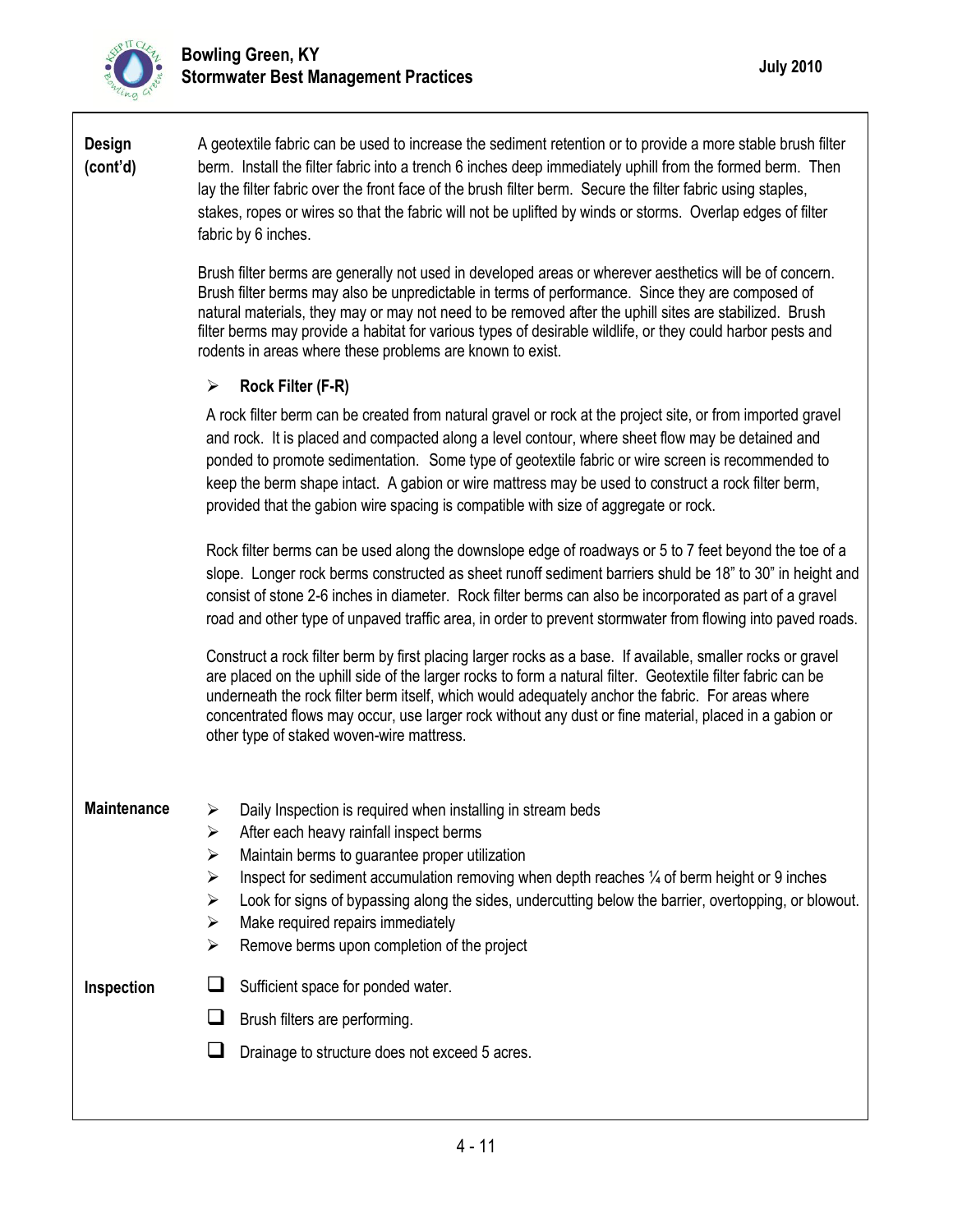**Design (cont'd)**

A geotextile fabric can be used to increase the sediment retention or to provide a more stable brush filter berm. Install the filter fabric into a trench 6 inches deep immediately uphill from the formed berm. Then lay the filter fabric over the front face of the brush filter berm. Secure the filter fabric using staples, stakes, ropes or wires so that the fabric will not be uplifted by winds or storms. Overlap edges of filter fabric by 6 inches.

Brush filter berms are generally not used in developed areas or wherever aesthetics will be of concern. Brush filter berms may also be unpredictable in terms of performance. Since they are composed of natural materials, they may or may not need to be removed after the uphill sites are stabilized. Brush filter berms may provide a habitat for various types of desirable wildlife, or they could harbor pests and rodents in areas where these problems are known to exist.

- **Rock Filter (F-R)**

A rock filter berm can be created from natural gravel or rock at the project site, or from imported gravel and rock. It is placed and compacted along a level contour, where sheet flow may be detained and ponded to promote sedimentation. Some type of geotextile fabric or wire screen is recommended to keep the berm shape intact. A gabion or wire mattress may be used to construct a rock filter berm, provided that the gabion wire spacing is compatible with size of aggregate or rock.

Rock filter berms can be used along the downslope edge of roadways or 5 to 7 feet beyond the toe of a slope. Longer rock berms constructed as sheet runoff sediment barriers shuld be 18" to 30" in height and consist of stone 2-6 inches in diameter. Rock filter berms can also be incorporated as part of a gravel road and other type of unpaved traffic area, in order to prevent stormwater from flowing into paved roads.

Construct a rock filter berm by first placing larger rocks as a base. If available, smaller rocks or gravel are placed on the uphill side of the larger rocks to form a natural filter. Geotextile filter fabric can be underneath the rock filter berm itself, which would adequately anchor the fabric. For areas where concentrated flows may occur, use larger rock without any dust or fine material, placed in a gabion or other type of staked woven-wire mattress.

**Maintenance**

- Daily Inspection is required when installing in stream beds
- After each heavy rainfall inspect berms
- Maintain berms to guarantee proper utilization
- Inspect for sediment accumulation removing when depth reaches ¼ of berm height or 9 inches
- Look for signs of bypassing along the sides, undercutting below the barrier, overtopping, or blowout.
- Make required repairs immediately
- Remove berms upon completion of the project

**Inspection**

- ☐ Sufficient space for ponded water.
- ☐ Brush filters are performing.
- ☐ Drainage to structure does not exceed 5 acres.